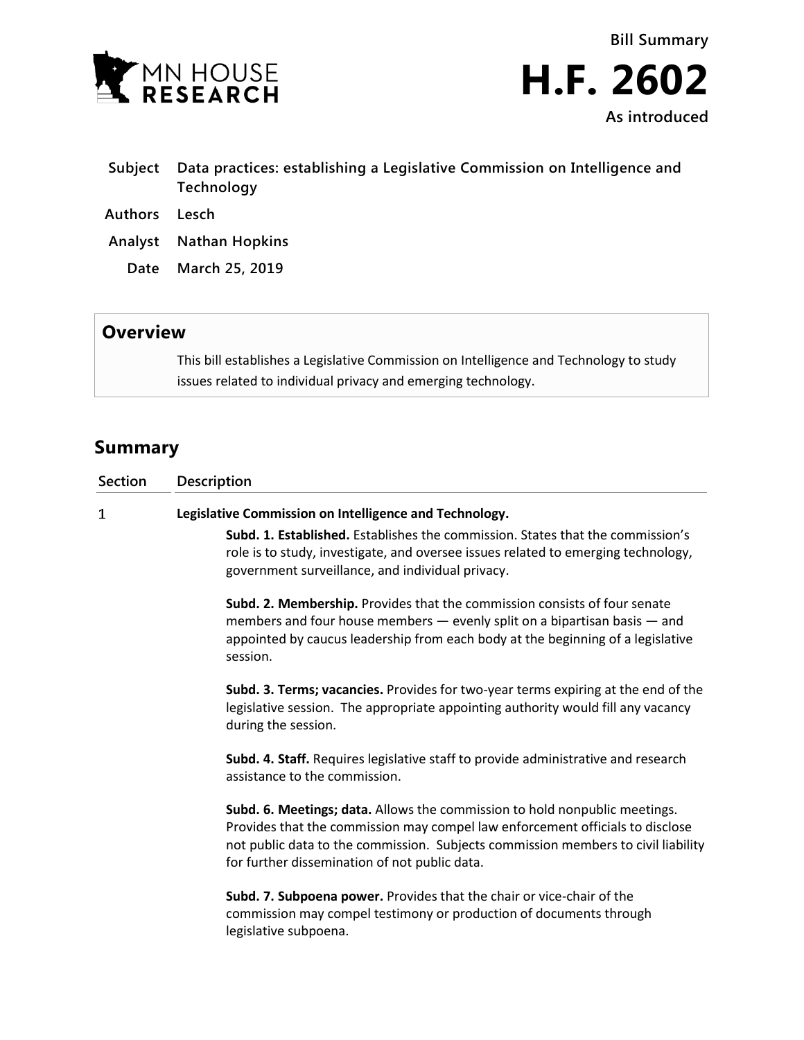MN HOUSE RESEARCH

# Bill Summary

# H.F. 2602

**As introduced**

| | |
|---|---|
| **Subject** | **Data practices: establishing a Legislative Commission on Intelligence and Technology** |
| **Authors** | **Lesch** |
| **Analyst** | **Nathan Hopkins** |
| **Date** | **March 25, 2019** |

## Overview

This bill establishes a Legislative Commission on Intelligence and Technology to study issues related to individual privacy and emerging technology.

## Summary

| Section | Description |
|---|---|
| 1 | **Legislative Commission on Intelligence and Technology.**<br><br>**Subd. 1. Established.** Establishes the commission. States that the commission's role is to study, investigate, and oversee issues related to emerging technology, government surveillance, and individual privacy.<br><br>**Subd. 2. Membership.** Provides that the commission consists of four senate members and four house members — evenly split on a bipartisan basis — and appointed by caucus leadership from each body at the beginning of a legislative session.<br><br>**Subd. 3. Terms; vacancies.** Provides for two-year terms expiring at the end of the legislative session. The appropriate appointing authority would fill any vacancy during the session.<br><br>**Subd. 4. Staff.** Requires legislative staff to provide administrative and research assistance to the commission.<br><br>**Subd. 6. Meetings; data.** Allows the commission to hold nonpublic meetings. Provides that the commission may compel law enforcement officials to disclose not public data to the commission. Subjects commission members to civil liability for further dissemination of not public data.<br><br>**Subd. 7. Subpoena power.** Provides that the chair or vice-chair of the commission may compel testimony or production of documents through legislative subpoena. |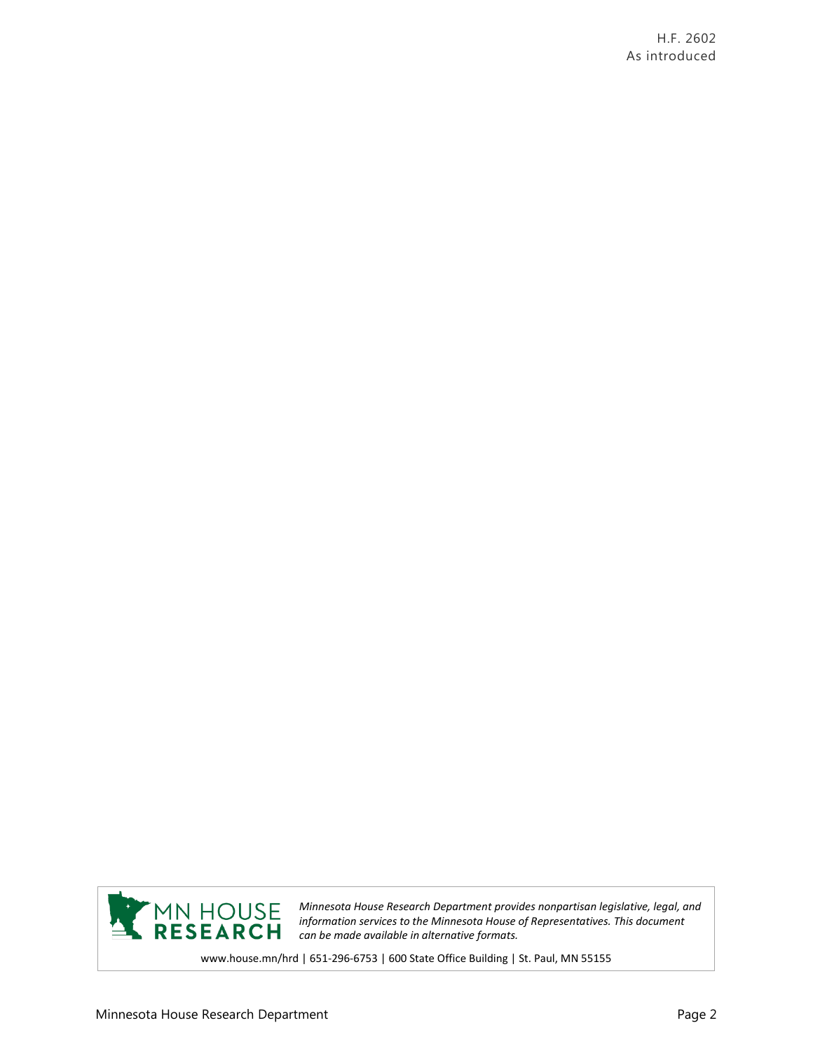MN HOUSE RESEARCH

*Minnesota House Research Department provides nonpartisan legislative, legal, and information services to the Minnesota House of Representatives. This document can be made available in alternative formats.*

www.house.mn/hrd | 651-296-6753 | 600 State Office Building | St. Paul, MN 55155